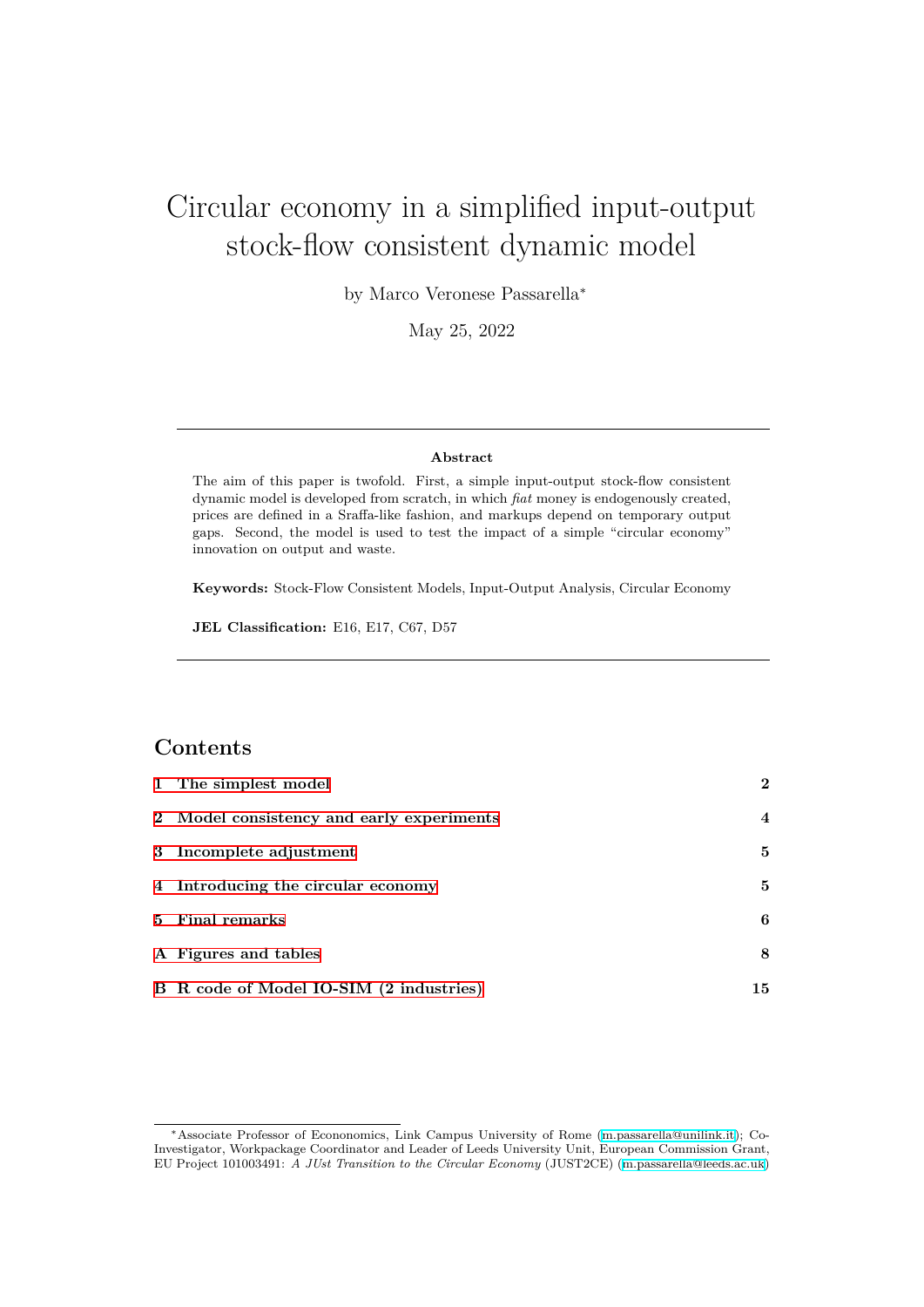# Circular economy in a simplified input-output stock-flow consistent dynamic model

by Marco Veronese Passarella[*]

May 25, 2022

---

**Abstract**

The aim of this paper is twofold. First, a simple input-output stock-flow consistent dynamic model is developed from scratch, in which *fiat* money is endogenously created, prices are defined in a Sraffa-like fashion, and markups depend on temporary output gaps. Second, the model is used to test the impact of a simple "circular economy" innovation on output and waste.

**Keywords:** Stock-Flow Consistent Models, Input-Output Analysis, Circular Economy

**JEL Classification:** E16, E17, C67, D57

---

## Contents

| | |
|---|---|
| **1 The simplest model** | **2** |
| **2 Model consistency and early experiments** | **4** |
| **3 Incomplete adjustment** | **5** |
| **4 Introducing the circular economy** | **5** |
| **5 Final remarks** | **6** |
| **A Figures and tables** | **8** |
| **B R code of Model IO-SIM (2 industries)** | **15** |

---

[*] Associate Professor of Econonomics, Link Campus University of Rome (m.passarella@unilink.it); Co-Investigator, Workpackage Coordinator and Leader of Leeds University Unit, European Commission Grant, EU Project 101003491: *A JUst Transition to the Circular Economy* (JUST2CE) (m.passarella@leeds.ac.uk)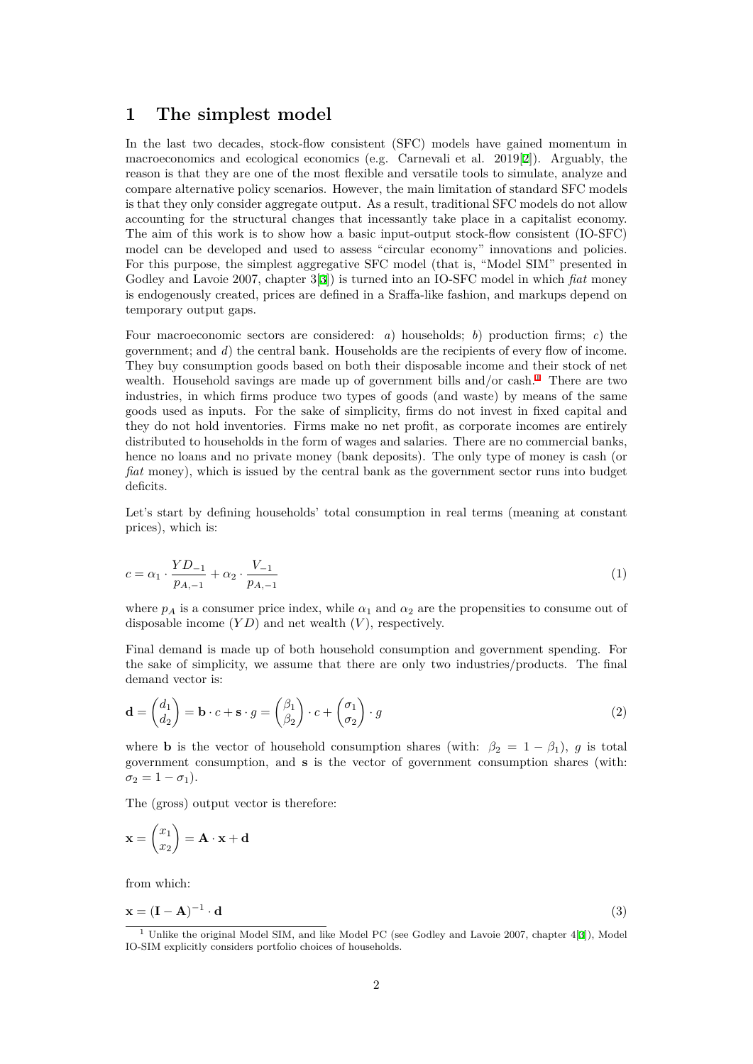# 1 The simplest model

In the last two decades, stock-flow consistent (SFC) models have gained momentum in macroeconomics and ecological economics (e.g. Carnevali et al. 2019[2]). Arguably, the reason is that they are one of the most flexible and versatile tools to simulate, analyze and compare alternative policy scenarios. However, the main limitation of standard SFC models is that they only consider aggregate output. As a result, traditional SFC models do not allow accounting for the structural changes that incessantly take place in a capitalist economy. The aim of this work is to show how a basic input-output stock-flow consistent (IO-SFC) model can be developed and used to assess "circular economy" innovations and policies. For this purpose, the simplest aggregative SFC model (that is, "Model SIM" presented in Godley and Lavoie 2007, chapter 3[3]) is turned into an IO-SFC model in which *fiat* money is endogenously created, prices are defined in a Sraffa-like fashion, and markups depend on temporary output gaps.

Four macroeconomic sectors are considered: *a*) households; *b*) production firms; *c*) the government; and *d*) the central bank. Households are the recipients of every flow of income. They buy consumption goods based on both their disposable income and their stock of net wealth. Household savings are made up of government bills and/or cash.[1] There are two industries, in which firms produce two types of goods (and waste) by means of the same goods used as inputs. For the sake of simplicity, firms do not invest in fixed capital and they do not hold inventories. Firms make no net profit, as corporate incomes are entirely distributed to households in the form of wages and salaries. There are no commercial banks, hence no loans and no private money (bank deposits). The only type of money is cash (or *fiat* money), which is issued by the central bank as the government sector runs into budget deficits.

Let's start by defining households' total consumption in real terms (meaning at constant prices), which is:

$$c = \alpha_1 \cdot \frac{YD_{-1}}{p_{A,-1}} + \alpha_2 \cdot \frac{V_{-1}}{p_{A,-1}} \tag{1}$$

where $p_A$ is a consumer price index, while $\alpha_1$ and $\alpha_2$ are the propensities to consume out of disposable income ($YD$) and net wealth ($V$), respectively.

Final demand is made up of both household consumption and government spending. For the sake of simplicity, we assume that there are only two industries/products. The final demand vector is:

$$\mathbf{d} = \begin{pmatrix} d_1 \\ d_2 \end{pmatrix} = \mathbf{b} \cdot c + \mathbf{s} \cdot g = \begin{pmatrix} \beta_1 \\ \beta_2 \end{pmatrix} \cdot c + \begin{pmatrix} \sigma_1 \\ \sigma_2 \end{pmatrix} \cdot g \tag{2}$$

where $\mathbf{b}$ is the vector of household consumption shares (with: $\beta_2 = 1 - \beta_1$), $g$ is total government consumption, and $\mathbf{s}$ is the vector of government consumption shares (with: $\sigma_2 = 1 - \sigma_1$).

The (gross) output vector is therefore:

$$\mathbf{x} = \begin{pmatrix} x_1 \\ x_2 \end{pmatrix} = \mathbf{A} \cdot \mathbf{x} + \mathbf{d}$$

from which:

$$\mathbf{x} = (\mathbf{I} - \mathbf{A})^{-1} \cdot \mathbf{d} \tag{3}$$

[1] Unlike the original Model SIM, and like Model PC (see Godley and Lavoie 2007, chapter 4[3]), Model IO-SIM explicitly considers portfolio choices of households.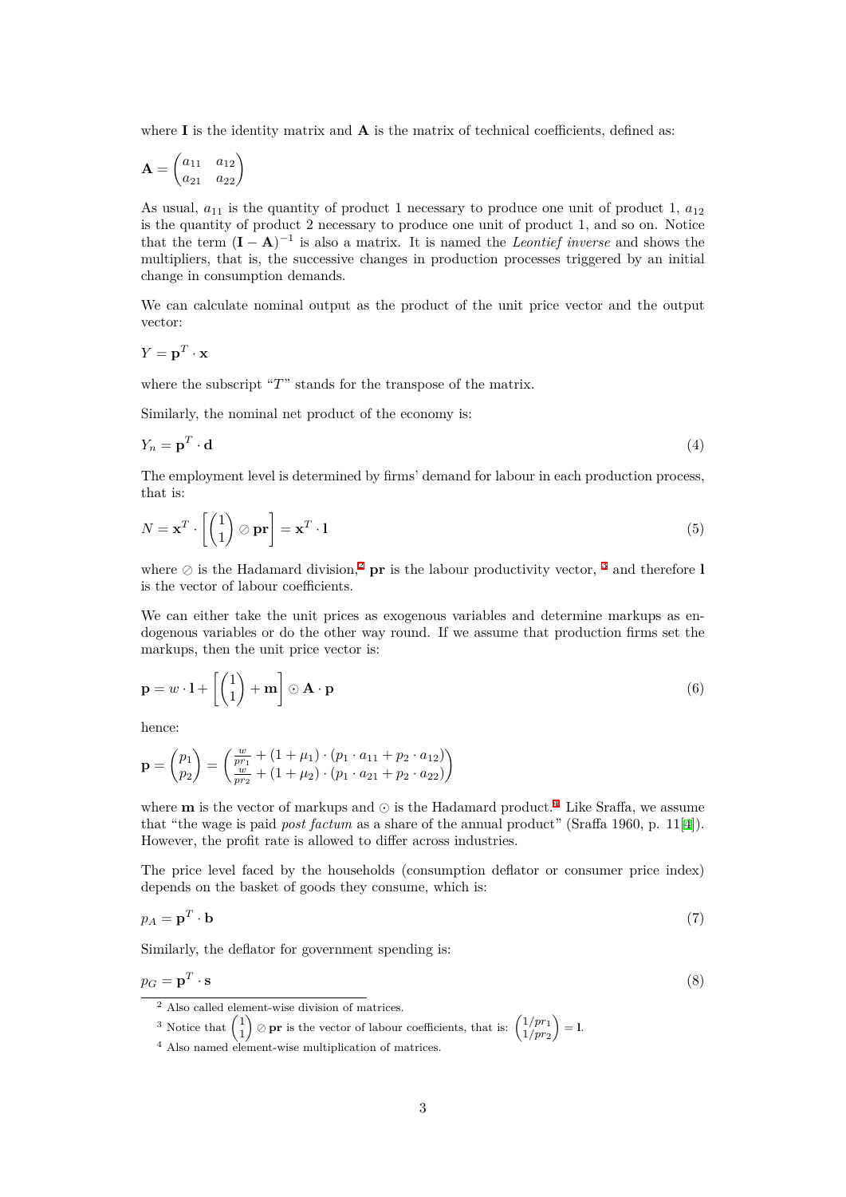where $\mathbf{I}$ is the identity matrix and $\mathbf{A}$ is the matrix of technical coefficients, defined as:

$$\mathbf{A} = \begin{pmatrix} a_{11} & a_{12} \\ a_{21} & a_{22} \end{pmatrix}$$

As usual, $a_{11}$ is the quantity of product 1 necessary to produce one unit of product 1, $a_{12}$ is the quantity of product 2 necessary to produce one unit of product 1, and so on. Notice that the term $(\mathbf{I} - \mathbf{A})^{-1}$ is also a matrix. It is named the *Leontief inverse* and shows the multipliers, that is, the successive changes in production processes triggered by an initial change in consumption demands.

We can calculate nominal output as the product of the unit price vector and the output vector:

$$Y = \mathbf{p}^T \cdot \mathbf{x}$$

where the subscript "$T$" stands for the transpose of the matrix.

Similarly, the nominal net product of the economy is:

$$Y_n = \mathbf{p}^T \cdot \mathbf{d} \tag{4}$$

The employment level is determined by firms' demand for labour in each production process, that is:

$$N = \mathbf{x}^T \cdot \left[ \begin{pmatrix} 1 \\ 1 \end{pmatrix} \oslash \mathbf{pr} \right] = \mathbf{x}^T \cdot \mathbf{l} \tag{5}$$

where $\oslash$ is the Hadamard division,[2] $\mathbf{pr}$ is the labour productivity vector, [3] and therefore $\mathbf{l}$ is the vector of labour coefficients.

We can either take the unit prices as exogenous variables and determine markups as endogenous variables or do the other way round. If we assume that production firms set the markups, then the unit price vector is:

$$\mathbf{p} = w \cdot \mathbf{l} + \left[ \begin{pmatrix} 1 \\ 1 \end{pmatrix} + \mathbf{m} \right] \odot \mathbf{A} \cdot \mathbf{p} \tag{6}$$

hence:

$$\mathbf{p} = \begin{pmatrix} p_1 \\ p_2 \end{pmatrix} = \begin{pmatrix} \frac{w}{pr_1} + (1 + \mu_1) \cdot (p_1 \cdot a_{11} + p_2 \cdot a_{12}) \\ \frac{w}{pr_2} + (1 + \mu_2) \cdot (p_1 \cdot a_{21} + p_2 \cdot a_{22}) \end{pmatrix}$$

where $\mathbf{m}$ is the vector of markups and $\odot$ is the Hadamard product.[4] Like Sraffa, we assume that "the wage is paid *post factum* as a share of the annual product" (Sraffa 1960, p. 11[4]). However, the profit rate is allowed to differ across industries.

The price level faced by the households (consumption deflator or consumer price index) depends on the basket of goods they consume, which is:

$$p_A = \mathbf{p}^T \cdot \mathbf{b} \tag{7}$$

Similarly, the deflator for government spending is:

$$p_G = \mathbf{p}^T \cdot \mathbf{s} \tag{8}$$

---

[2] Also called element-wise division of matrices.

[3] Notice that $\begin{pmatrix} 1 \\ 1 \end{pmatrix} \oslash \mathbf{pr}$ is the vector of labour coefficients, that is: $\begin{pmatrix} 1/pr_1 \\ 1/pr_2 \end{pmatrix} = \mathbf{l}$.

[4] Also named element-wise multiplication of matrices.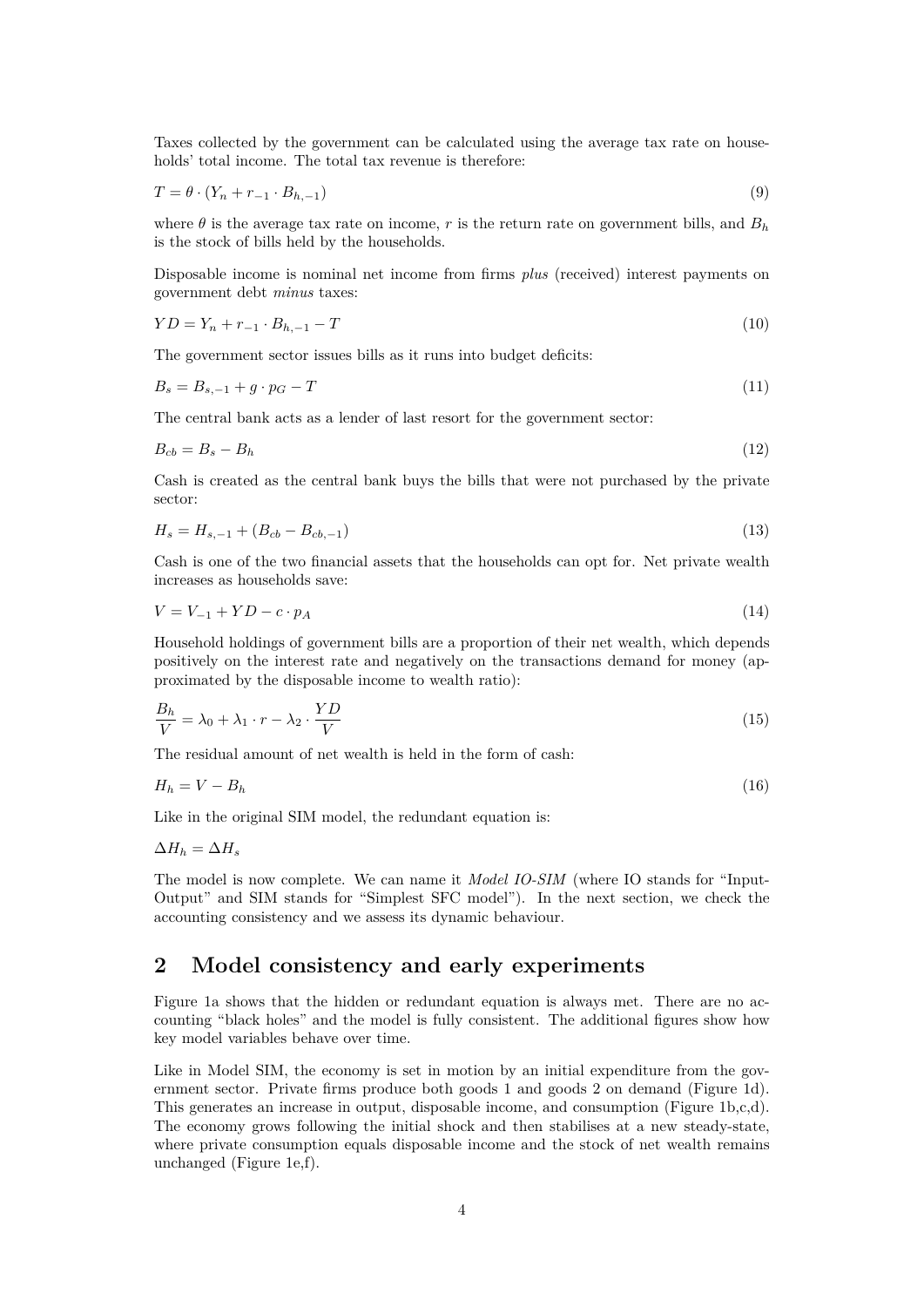Taxes collected by the government can be calculated using the average tax rate on households' total income. The total tax revenue is therefore:

$$T = \theta \cdot (Y_n + r_{-1} \cdot B_{h,-1}) \tag{9}$$

where $\theta$ is the average tax rate on income, $r$ is the return rate on government bills, and $B_h$ is the stock of bills held by the households.

Disposable income is nominal net income from firms *plus* (received) interest payments on government debt *minus* taxes:

$$YD = Y_n + r_{-1} \cdot B_{h,-1} - T \tag{10}$$

The government sector issues bills as it runs into budget deficits:

$$B_s = B_{s,-1} + g \cdot p_G - T \tag{11}$$

The central bank acts as a lender of last resort for the government sector:

$$B_{cb} = B_s - B_h \tag{12}$$

Cash is created as the central bank buys the bills that were not purchased by the private sector:

$$H_s = H_{s,-1} + (B_{cb} - B_{cb,-1}) \tag{13}$$

Cash is one of the two financial assets that the households can opt for. Net private wealth increases as households save:

$$V = V_{-1} + YD - c \cdot p_A \tag{14}$$

Household holdings of government bills are a proportion of their net wealth, which depends positively on the interest rate and negatively on the transactions demand for money (approximated by the disposable income to wealth ratio):

$$\frac{B_h}{V} = \lambda_0 + \lambda_1 \cdot r - \lambda_2 \cdot \frac{YD}{V} \tag{15}$$

The residual amount of net wealth is held in the form of cash:

$$H_h = V - B_h \tag{16}$$

Like in the original SIM model, the redundant equation is:

$$\Delta H_h = \Delta H_s$$

The model is now complete. We can name it *Model IO-SIM* (where IO stands for "Input-Output" and SIM stands for "Simplest SFC model"). In the next section, we check the accounting consistency and we assess its dynamic behaviour.

## 2 Model consistency and early experiments

Figure 1a shows that the hidden or redundant equation is always met. There are no accounting "black holes" and the model is fully consistent. The additional figures show how key model variables behave over time.

Like in Model SIM, the economy is set in motion by an initial expenditure from the government sector. Private firms produce both goods 1 and goods 2 on demand (Figure 1d). This generates an increase in output, disposable income, and consumption (Figure 1b,c,d). The economy grows following the initial shock and then stabilises at a new steady-state, where private consumption equals disposable income and the stock of net wealth remains unchanged (Figure 1e,f).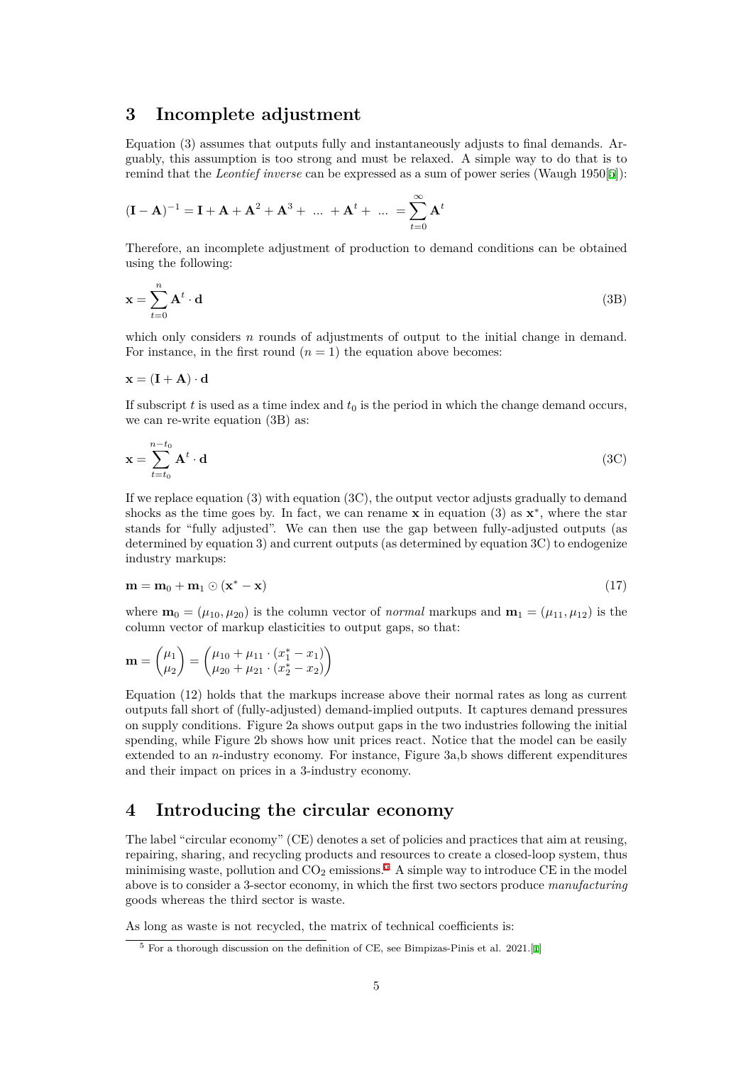## 3 Incomplete adjustment

Equation (3) assumes that outputs fully and instantaneously adjusts to final demands. Arguably, this assumption is too strong and must be relaxed. A simple way to do that is to remind that the *Leontief inverse* can be expressed as a sum of power series (Waugh 1950[5]):

$$(\mathbf{I} - \mathbf{A})^{-1} = \mathbf{I} + \mathbf{A} + \mathbf{A}^2 + \mathbf{A}^3 + \ ... \ + \mathbf{A}^t + \ ... \ = \sum_{t=0}^{\infty} \mathbf{A}^t$$

Therefore, an incomplete adjustment of production to demand conditions can be obtained using the following:

$$\mathbf{x} = \sum_{t=0}^{n} \mathbf{A}^t \cdot \mathbf{d} \tag{3B}$$

which only considers $n$ rounds of adjustments of output to the initial change in demand. For instance, in the first round ($n = 1$) the equation above becomes:

$$\mathbf{x} = (\mathbf{I} + \mathbf{A}) \cdot \mathbf{d}$$

If subscript $t$ is used as a time index and $t_0$ is the period in which the change demand occurs, we can re-write equation (3B) as:

$$\mathbf{x} = \sum_{t=t_0}^{n-t_0} \mathbf{A}^t \cdot \mathbf{d} \tag{3C}$$

If we replace equation (3) with equation (3C), the output vector adjusts gradually to demand shocks as the time goes by. In fact, we can rename $\mathbf{x}$ in equation (3) as $\mathbf{x}^*$, where the star stands for "fully adjusted". We can then use the gap between fully-adjusted outputs (as determined by equation 3) and current outputs (as determined by equation 3C) to endogenize industry markups:

$$\mathbf{m} = \mathbf{m}_0 + \mathbf{m}_1 \odot (\mathbf{x}^* - \mathbf{x}) \tag{17}$$

where $\mathbf{m}_0 = (\mu_{10}, \mu_{20})$ is the column vector of *normal* markups and $\mathbf{m}_1 = (\mu_{11}, \mu_{12})$ is the column vector of markup elasticities to output gaps, so that:

$$\mathbf{m} = \begin{pmatrix} \mu_1 \\ \mu_2 \end{pmatrix} = \begin{pmatrix} \mu_{10} + \mu_{11} \cdot (x_1^* - x_1) \\ \mu_{20} + \mu_{21} \cdot (x_2^* - x_2) \end{pmatrix}$$

Equation (12) holds that the markups increase above their normal rates as long as current outputs fall short of (fully-adjusted) demand-implied outputs. It captures demand pressures on supply conditions. Figure 2a shows output gaps in the two industries following the initial spending, while Figure 2b shows how unit prices react. Notice that the model can be easily extended to an $n$-industry economy. For instance, Figure 3a,b shows different expenditures and their impact on prices in a 3-industry economy.

## 4 Introducing the circular economy

The label "circular economy" (CE) denotes a set of policies and practices that aim at reusing, repairing, sharing, and recycling products and resources to create a closed-loop system, thus minimising waste, pollution and $CO_2$ emissions.[5] A simple way to introduce CE in the model above is to consider a 3-sector economy, in which the first two sectors produce *manufacturing* goods whereas the third sector is waste.

As long as waste is not recycled, the matrix of technical coefficients is:

[5] For a thorough discussion on the definition of CE, see Bimpizas-Pinis et al. 2021.[1]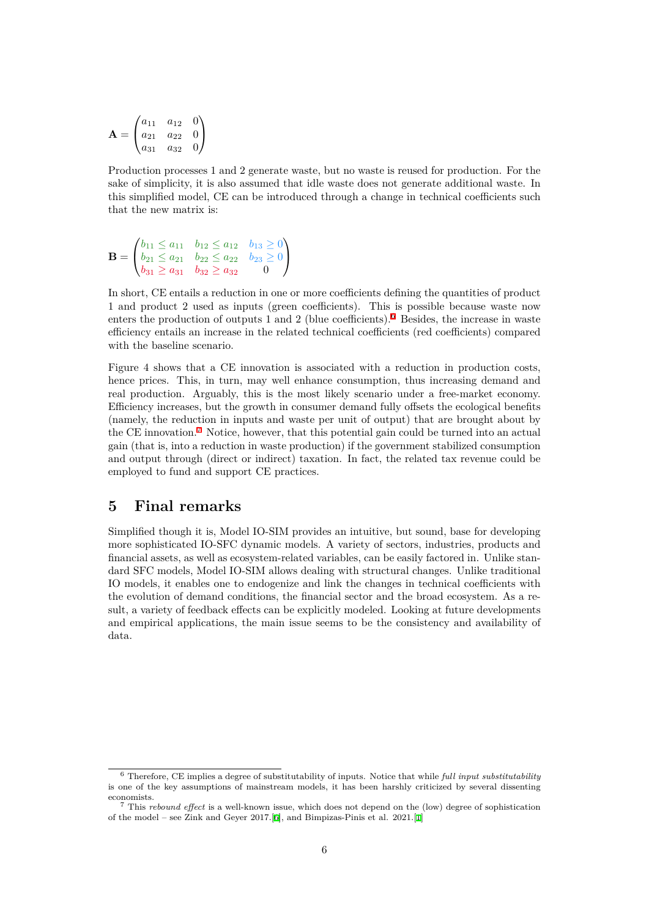$$\mathbf{A} = \begin{pmatrix} a_{11} & a_{12} & 0 \\ a_{21} & a_{22} & 0 \\ a_{31} & a_{32} & 0 \end{pmatrix}$$

Production processes 1 and 2 generate waste, but no waste is reused for production. For the sake of simplicity, it is also assumed that idle waste does not generate additional waste. In this simplified model, CE can be introduced through a change in technical coefficients such that the new matrix is:

$$\mathbf{B} = \begin{pmatrix} b_{11} \leq a_{11} & b_{12} \leq a_{12} & b_{13} \geq 0 \\ b_{21} \leq a_{21} & b_{22} \leq a_{22} & b_{23} \geq 0 \\ b_{31} \geq a_{31} & b_{32} \geq a_{32} & 0 \end{pmatrix}$$

In short, CE entails a reduction in one or more coefficients defining the quantities of product 1 and product 2 used as inputs (green coefficients). This is possible because waste now enters the production of outputs 1 and 2 (blue coefficients).[6] Besides, the increase in waste efficiency entails an increase in the related technical coefficients (red coefficients) compared with the baseline scenario.

Figure 4 shows that a CE innovation is associated with a reduction in production costs, hence prices. This, in turn, may well enhance consumption, thus increasing demand and real production. Arguably, this is the most likely scenario under a free-market economy. Efficiency increases, but the growth in consumer demand fully offsets the ecological benefits (namely, the reduction in inputs and waste per unit of output) that are brought about by the CE innovation.[7] Notice, however, that this potential gain could be turned into an actual gain (that is, into a reduction in waste production) if the government stabilized consumption and output through (direct or indirect) taxation. In fact, the related tax revenue could be employed to fund and support CE practices.

# 5 Final remarks

Simplified though it is, Model IO-SIM provides an intuitive, but sound, base for developing more sophisticated IO-SFC dynamic models. A variety of sectors, industries, products and financial assets, as well as ecosystem-related variables, can be easily factored in. Unlike standard SFC models, Model IO-SIM allows dealing with structural changes. Unlike traditional IO models, it enables one to endogenize and link the changes in technical coefficients with the evolution of demand conditions, the financial sector and the broad ecosystem. As a result, a variety of feedback effects can be explicitly modeled. Looking at future developments and empirical applications, the main issue seems to be the consistency and availability of data.

---

[6] Therefore, CE implies a degree of substitutability of inputs. Notice that while *full input substitutability* is one of the key assumptions of mainstream models, it has been harshly criticized by several dissenting economists.

[7] This *rebound effect* is a well-known issue, which does not depend on the (low) degree of sophistication of the model – see Zink and Geyer 2017.[6], and Bimpizas-Pinis et al. 2021.[1]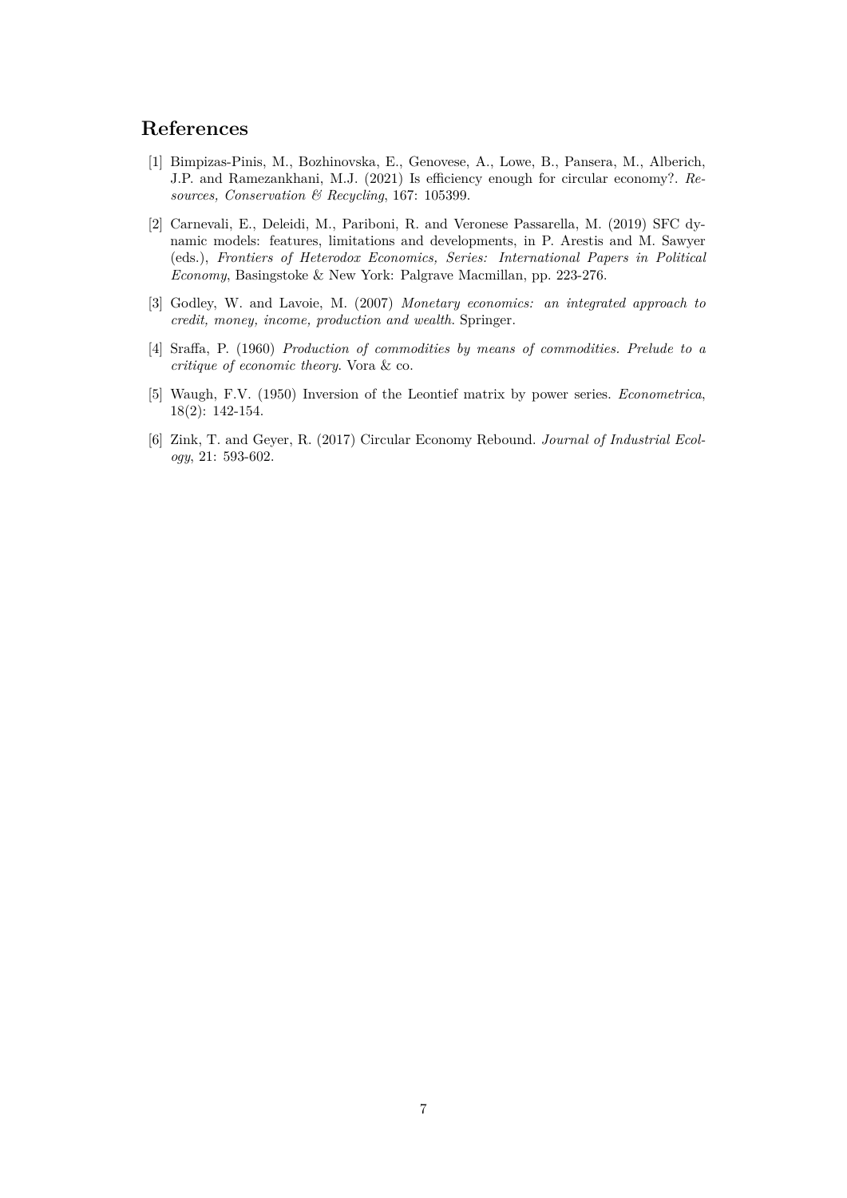## References

[1] Bimpizas-Pinis, M., Bozhinovska, E., Genovese, A., Lowe, B., Pansera, M., Alberich, J.P. and Ramezankhani, M.J. (2021) Is efficiency enough for circular economy?. *Resources, Conservation & Recycling*, 167: 105399.

[2] Carnevali, E., Deleidi, M., Pariboni, R. and Veronese Passarella, M. (2019) SFC dynamic models: features, limitations and developments, in P. Arestis and M. Sawyer (eds.), *Frontiers of Heterodox Economics, Series: International Papers in Political Economy*, Basingstoke & New York: Palgrave Macmillan, pp. 223-276.

[3] Godley, W. and Lavoie, M. (2007) *Monetary economics: an integrated approach to credit, money, income, production and wealth.* Springer.

[4] Sraffa, P. (1960) *Production of commodities by means of commodities. Prelude to a critique of economic theory.* Vora & co.

[5] Waugh, F.V. (1950) Inversion of the Leontief matrix by power series. *Econometrica*, 18(2): 142-154.

[6] Zink, T. and Geyer, R. (2017) Circular Economy Rebound. *Journal of Industrial Ecology*, 21: 593-602.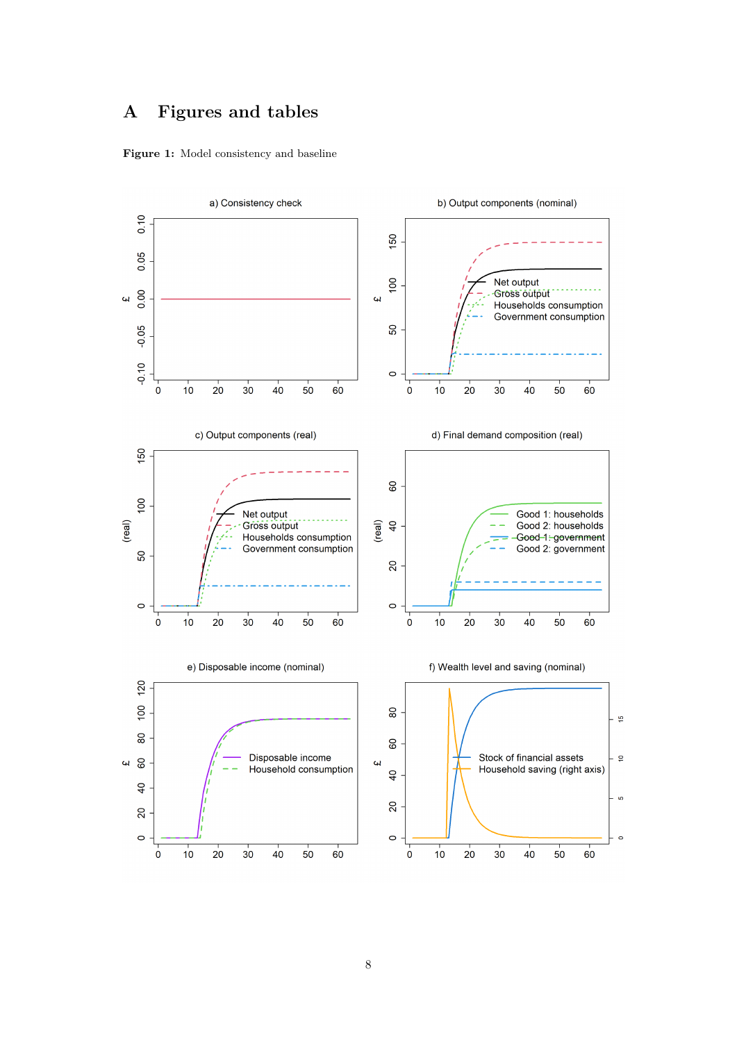# A Figures and tables

**Figure 1:** Model consistency and baseline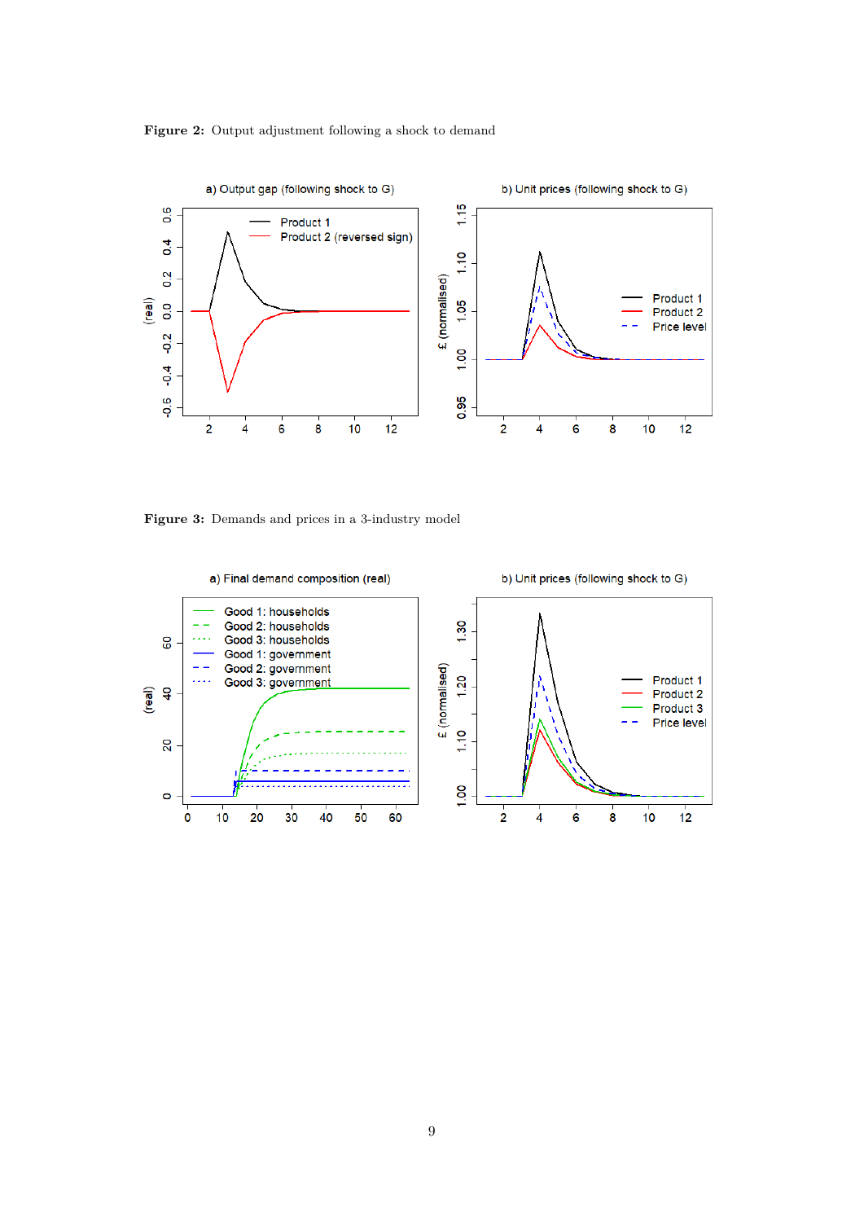**Figure 2:** Output adjustment following a shock to demand

**Figure 3:** Demands and prices in a 3-industry model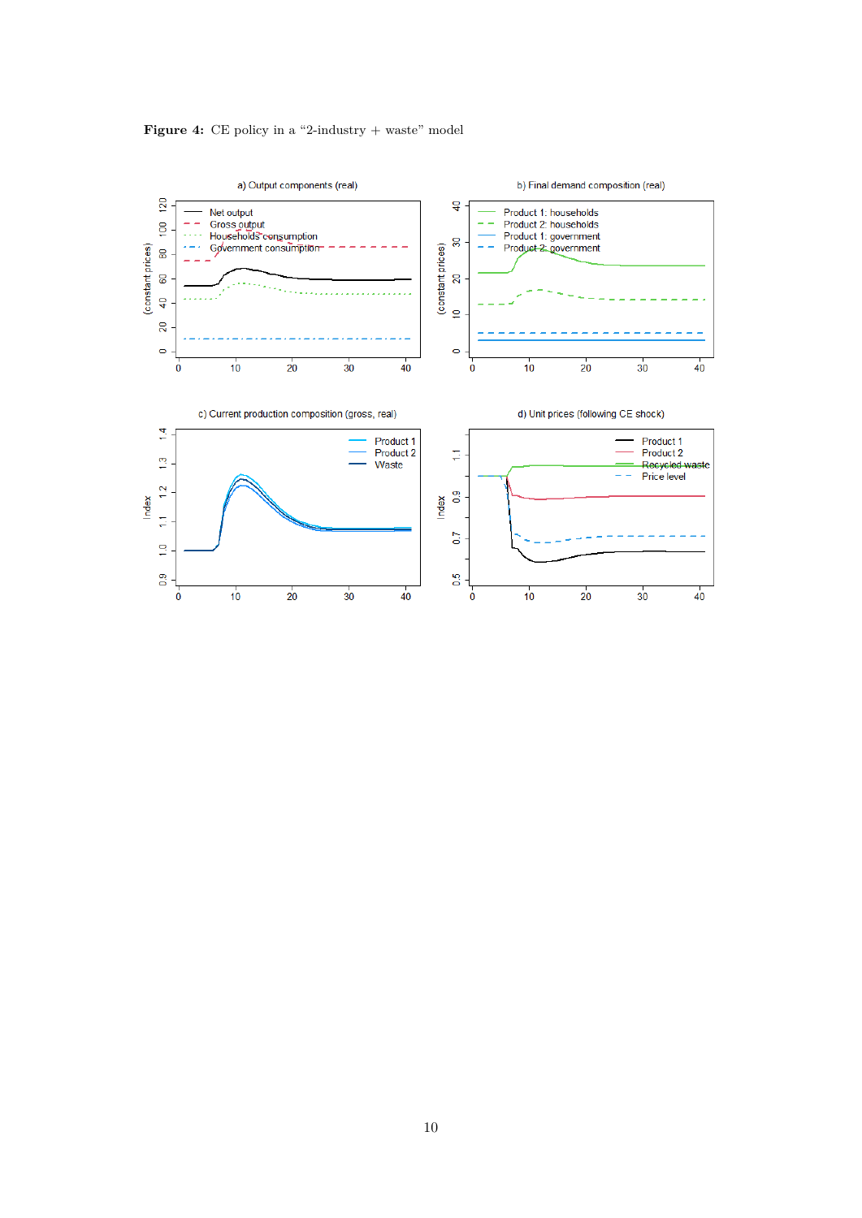**Figure 4:** CE policy in a "2-industry + waste" model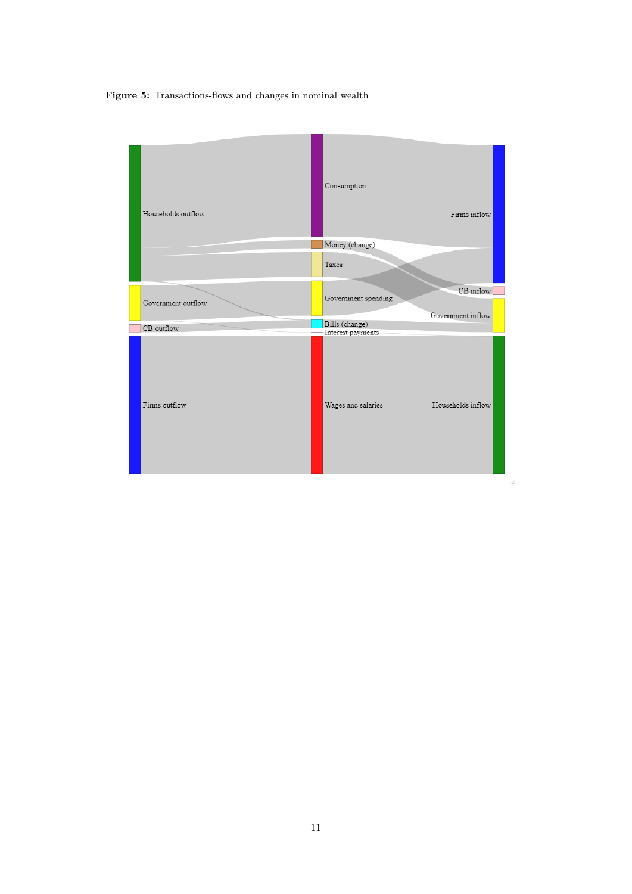**Figure 5:** Transactions-flows and changes in nominal wealth

Households outflow

Government outflow

CB outflow

Firms outflow

Consumption

Money (change)

Taxes

Government spending

Bills (change)

Interest payments

Wages and salaries

Firms inflow

CB inflow

Government inflow

Households inflow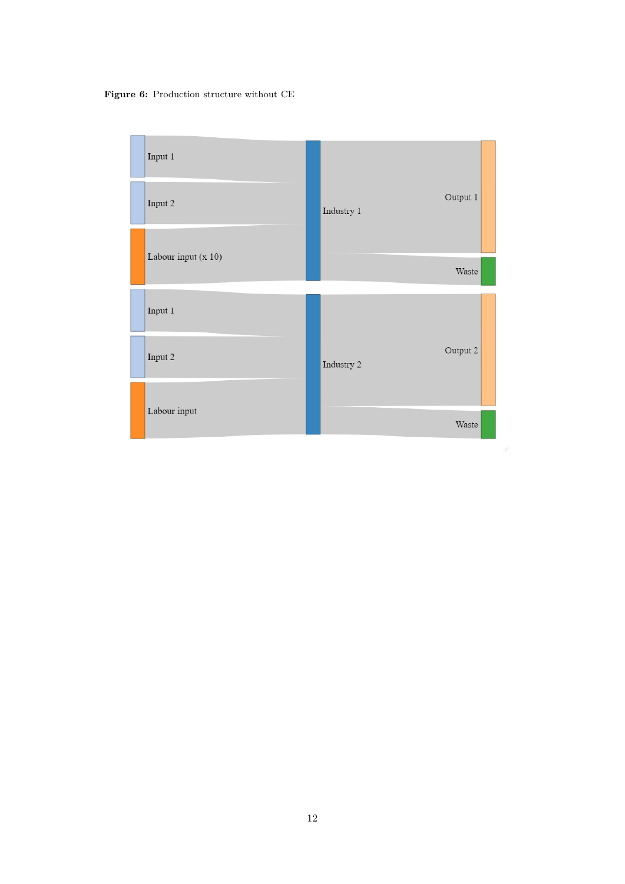**Figure 6:** Production structure without CE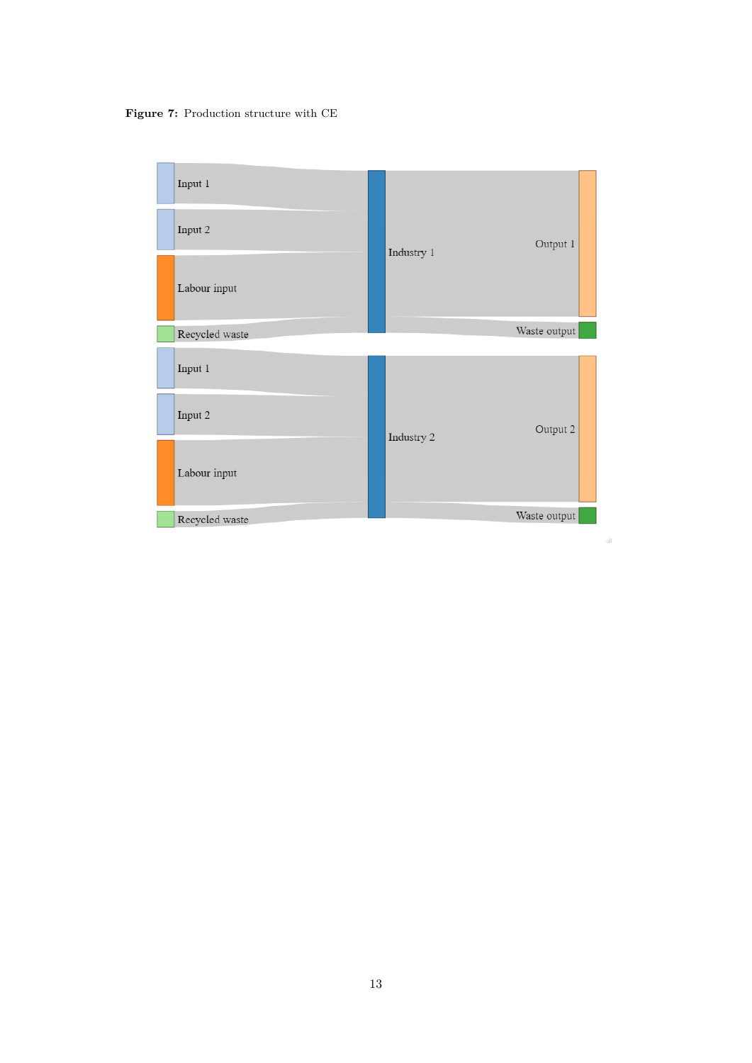**Figure 7:** Production structure with CE

Input 1
Input 2
Labour input
Recycled waste
Industry 1
Output 1
Waste output

Input 1
Input 2
Labour input
Recycled waste
Industry 2
Output 2
Waste output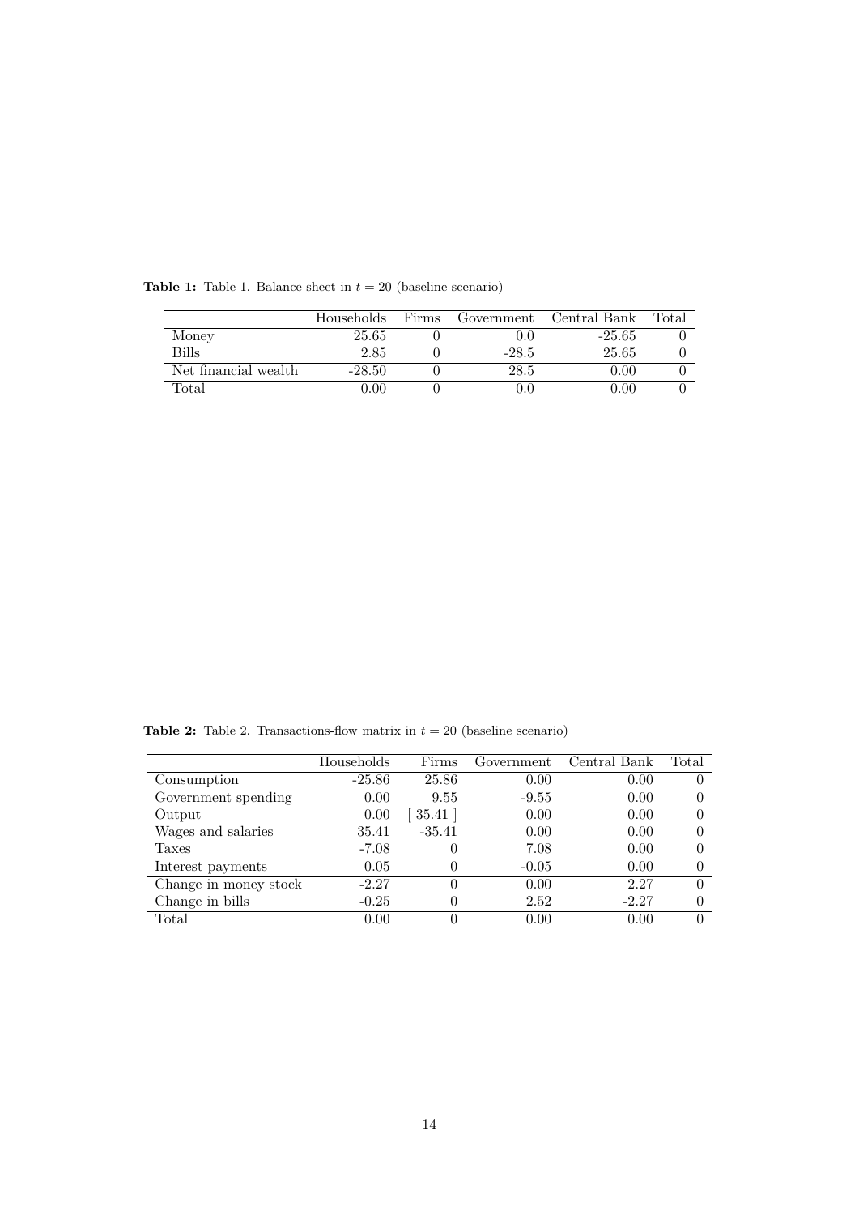**Table 1:** Table 1. Balance sheet in $t = 20$ (baseline scenario)

| | Households | Firms | Government | Central Bank | Total |
|---|---|---|---|---|---|
| Money | 25.65 | 0 | 0.0 | -25.65 | 0 |
| Bills | 2.85 | 0 | -28.5 | 25.65 | 0 |
| Net financial wealth | -28.50 | 0 | 28.5 | 0.00 | 0 |
| Total | 0.00 | 0 | 0.0 | 0.00 | 0 |

**Table 2:** Table 2. Transactions-flow matrix in $t = 20$ (baseline scenario)

| | Households | Firms | Government | Central Bank | Total |
|---|---|---|---|---|---|
| Consumption | -25.86 | 25.86 | 0.00 | 0.00 | 0 |
| Government spending | 0.00 | 9.55 | -9.55 | 0.00 | 0 |
| Output | 0.00 | [ 35.41 ] | 0.00 | 0.00 | 0 |
| Wages and salaries | 35.41 | -35.41 | 0.00 | 0.00 | 0 |
| Taxes | -7.08 | 0 | 7.08 | 0.00 | 0 |
| Interest payments | 0.05 | 0 | -0.05 | 0.00 | 0 |
| Change in money stock | -2.27 | 0 | 0.00 | 2.27 | 0 |
| Change in bills | -0.25 | 0 | 2.52 | -2.27 | 0 |
| Total | 0.00 | 0 | 0.00 | 0.00 | 0 |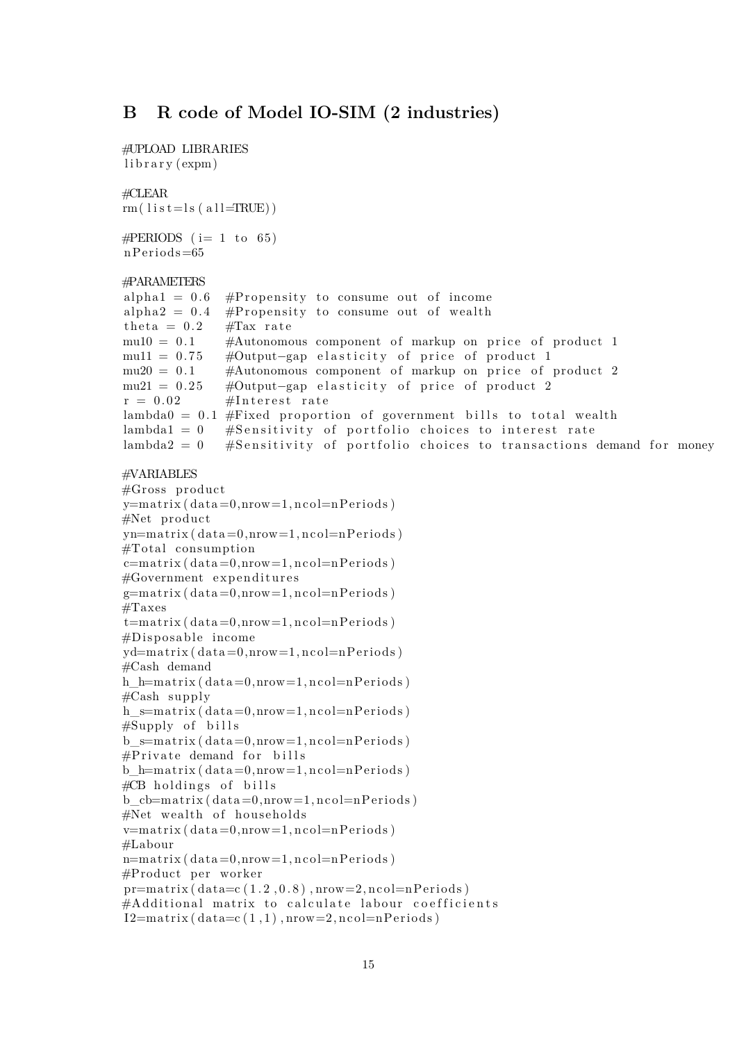## B R code of Model IO-SIM (2 industries)

```
#UPLOAD LIBRARIES
library(expm)

#CLEAR
rm(list=ls(all=TRUE))

#PERIODS (i= 1 to 65)
nPeriods=65

#PARAMETERS
alpha1 = 0.6  #Propensity to consume out of income
alpha2 = 0.4  #Propensity to consume out of wealth
theta = 0.2   #Tax rate
mu10 = 0.1    #Autonomous component of markup on price of product 1
mu11 = 0.75   #Output-gap elasticity of price of product 1
mu20 = 0.1    #Autonomous component of markup on price of product 2
mu21 = 0.25   #Output-gap elasticity of price of product 2
r = 0.02      #Interest rate
lambda0 = 0.1 #Fixed proportion of government bills to total wealth
lambda1 = 0   #Sensitivity of portfolio choices to interest rate
lambda2 = 0   #Sensitivity of portfolio choices to transactions demand for money

#VARIABLES
#Gross product
y=matrix(data=0,nrow=1,ncol=nPeriods)
#Net product
yn=matrix(data=0,nrow=1,ncol=nPeriods)
#Total consumption
c=matrix(data=0,nrow=1,ncol=nPeriods)
#Government expenditures
g=matrix(data=0,nrow=1,ncol=nPeriods)
#Taxes
t=matrix(data=0,nrow=1,ncol=nPeriods)
#Disposable income
yd=matrix(data=0,nrow=1,ncol=nPeriods)
#Cash demand
h_h=matrix(data=0,nrow=1,ncol=nPeriods)
#Cash supply
h_s=matrix(data=0,nrow=1,ncol=nPeriods)
#Supply of bills
b_s=matrix(data=0,nrow=1,ncol=nPeriods)
#Private demand for bills
b_h=matrix(data=0,nrow=1,ncol=nPeriods)
#CB holdings of bills
b_cb=matrix(data=0,nrow=1,ncol=nPeriods)
#Net wealth of households
v=matrix(data=0,nrow=1,ncol=nPeriods)
#Labour
n=matrix(data=0,nrow=1,ncol=nPeriods)
#Product per worker
pr=matrix(data=c(1.2,0.8),nrow=2,ncol=nPeriods)
#Additional matrix to calculate labour coefficients
I2=matrix(data=c(1,1),nrow=2,ncol=nPeriods)
```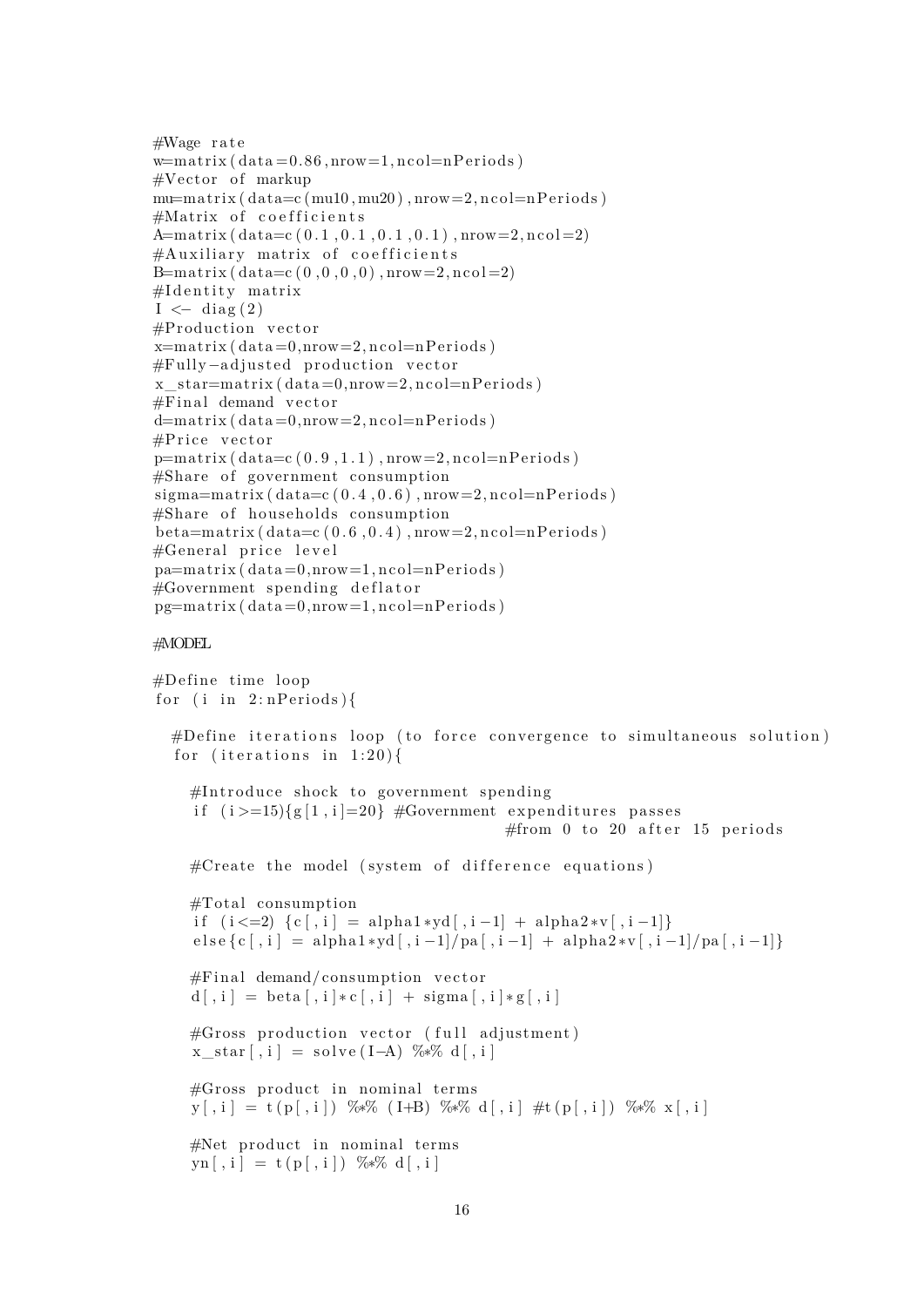```
#Wage rate
w=matrix(data=0.86,nrow=1,ncol=nPeriods)
#Vector of markup
mu=matrix(data=c(mu10,mu20),nrow=2,ncol=nPeriods)
#Matrix of coefficients
A=matrix(data=c(0.1,0.1,0.1,0.1),nrow=2,ncol=2)
#Auxiliary matrix of coefficients
B=matrix(data=c(0,0,0,0),nrow=2,ncol=2)
#Identity matrix
I <- diag(2)
#Production vector
x=matrix(data=0,nrow=2,ncol=nPeriods)
#Fully-adjusted production vector
x_star=matrix(data=0,nrow=2,ncol=nPeriods)
#Final demand vector
d=matrix(data=0,nrow=2,ncol=nPeriods)
#Price vector
p=matrix(data=c(0.9,1.1),nrow=2,ncol=nPeriods)
#Share of government consumption
sigma=matrix(data=c(0.4,0.6),nrow=2,ncol=nPeriods)
#Share of households consumption
beta=matrix(data=c(0.6,0.4),nrow=2,ncol=nPeriods)
#General price level
pa=matrix(data=0,nrow=1,ncol=nPeriods)
#Government spending deflator
pg=matrix(data=0,nrow=1,ncol=nPeriods)

#MODEL

#Define time loop
for (i in 2:nPeriods){

  #Define iterations loop (to force convergence to simultaneous solution)
  for (iterations in 1:20){

    #Introduce shock to government spending
    if (i>=15){g[1,i]=20} #Government expenditures passes
                                    #from 0 to 20 after 15 periods

    #Create the model (system of difference equations)

    #Total consumption
    if (i<=2) {c[,i] = alpha1*yd[,i-1] + alpha2*v[,i-1]}
    else{c[,i] = alpha1*yd[,i-1]/pa[,i-1] + alpha2*v[,i-1]/pa[,i-1]}

    #Final demand/consumption vector
    d[,i] = beta[,i]*c[,i] + sigma[,i]*g[,i]

    #Gross production vector (full adjustment)
    x_star[,i] = solve(I-A) %*% d[,i]

    #Gross product in nominal terms
    y[,i] = t(p[,i]) %*% (I+B) %*% d[,i] #t(p[,i]) %*% x[,i]

    #Net product in nominal terms
    yn[,i] = t(p[,i]) %*% d[,i]
```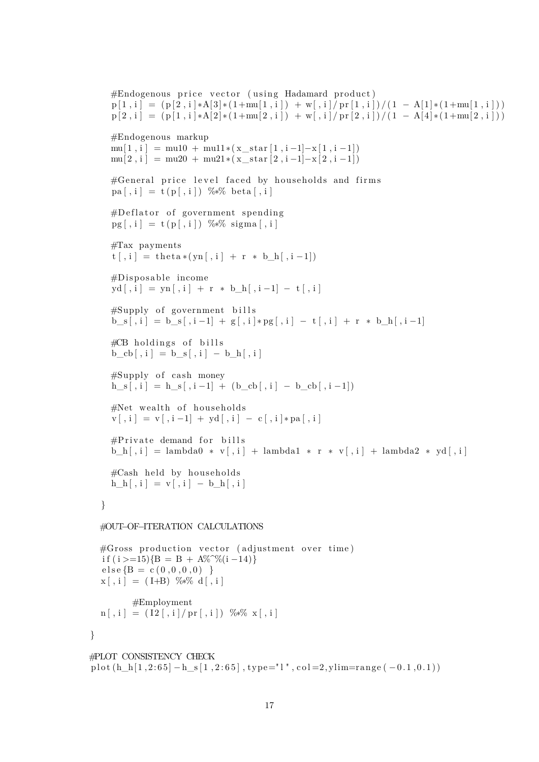```
      #Endogenous price vector (using Hadamard product)
      p[1,i] = (p[2,i]*A[3]*(1+mu[1,i]) + w[,i]/pr[1,i])/(1 - A[1]*(1+mu[1,i]))
      p[2,i] = (p[1,i]*A[2]*(1+mu[2,i]) + w[,i]/pr[2,i])/(1 - A[4]*(1+mu[2,i]))

      #Endogenous markup
      mu[1,i] = mu10 + mu11*(x_star[1,i-1]-x[1,i-1])
      mu[2,i] = mu20 + mu21*(x_star[2,i-1]-x[2,i-1])

      #General price level faced by households and firms
      pa[,i] = t(p[,i]) %*% beta[,i]

      #Deflator of government spending
      pg[,i] = t(p[,i]) %*% sigma[,i]

      #Tax payments
      t[,i] = theta*(yn[,i] + r * b_h[,i-1])

      #Disposable income
      yd[,i] = yn[,i] + r * b_h[,i-1] - t[,i]

      #Supply of government bills
      b_s[,i] = b_s[,i-1] + g[,i]*pg[,i] - t[,i] + r * b_h[,i-1]

      #CB holdings of bills
      b_cb[,i] = b_s[,i] - b_h[,i]

      #Supply of cash money
      h_s[,i] = h_s[,i-1] + (b_cb[,i] - b_cb[,i-1])

      #Net wealth of households
      v[,i] = v[,i-1] + yd[,i] - c[,i]*pa[,i]

      #Private demand for bills
      b_h[,i] = lambda0 * v[,i] + lambda1 * r * v[,i] + lambda2 * yd[,i]

      #Cash held by households
      h_h[,i] = v[,i] - b_h[,i]

    }

    #OUT-OF-ITERATION CALCULATIONS

    #Gross production vector (adjustment over time)
    if(i>=15){B = B + A%^%(i-14)}
    else{B = c(0,0,0,0) }
    x[,i] = (I+B) %*% d[,i]

          #Employment
    n[,i] = (I2[,i]/pr[,i]) %*% x[,i]

}

#PLOT CONSISTENCY CHECK
plot(h_h[1,2:65]-h_s[1,2:65],type="l",col=2,ylim=range(-0.1,0.1))
```